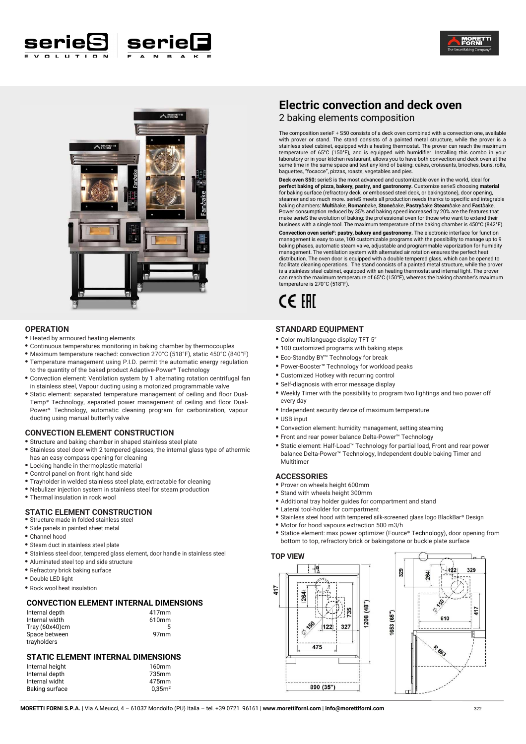# Electric convection and deck oven

## 2 baking elements composition

The composition serieF + S50 consists of a deck oven combined with a convection one, available with prover or stand. The stand consists of a painted metal structure, while the prover is a stainless steel cabinet, equipped with a heating thermostat. The prover can reach the maximum temperature of 65°C (150°F), and is equipped with humidifier. Installing this combo in your laboratory or in your kitchen restaurant, allows you to have both convection and deck oven at the same time in the same space and test any kind of baking: cakes, croissants, brioches, buns, rolls, baguettes, "focacce", pizzas, roasts, vegetables and pies.

**Deck oven S50:** serieS is the most advanced and customizable oven in the world, ideal for **perfect baking of pizza, bakery, pastry, and gastronomy.** Customize serieS choosing **material** for baking surface (refractory deck, or embossed steel deck, or bakingstone), door opening, steamer and so much more. serieS meets all production needs thanks to specific and integrable baking chambers: **Multi**bake, **Roman**bake, **Stone**bake, **Pastry**bake **Steam**bake and **Fast**bake. Power consumption reduced by 35% and baking speed increased by 20% are the features that make serieS the evolution of baking; the professional oven for those who want to extend their business with a single tool. The maximum temperature of the baking chamber is 450°C (842°F).

**Convection oven serieF: pastry, bakery and gastronomy.** The electronic interface for function management is easy to use, 100 customizable programs with the possibility to manage up to 9 baking phases, automatic steam valve, adjustable and programmable vaporization for humidity management. The ventilation system with alternated air rotation ensures the perfect heat distribution. The oven door is equipped with a double tempered glass, which can be opened to facilitate cleaning operations. The stand consists of a painted metal structure, while the prover is a stainless steel cabinet, equipped with an heating thermostat and internal light. The prover can reach the maximum temperature of 65°C (150°F), whereas the baking chamber's maximum temperature is 270°C (518°F).

CE EAC

### OPERATION

- Heated by armoured heating elements
- Continuous temperatures monitoring in baking chamber by thermocouples
- Maximum temperature reached: convection 270°C (518°F), static 450°C (840°F)
- Temperature management using P.I.D. permit the automatic energy regulation to the quantity of the baked product Adaptive-Power® Technology
- Convection element: Ventilation system by 1 alternating rotation centrifugal fan in stainless steel, Vapour ducting using a motorized programmable valve
- Static element: separated temperature management of ceiling and floor Dual-Temp® Technology, separated power management of ceiling and floor Dual-Power® Technology, automatic cleaning program for carbonization, vapour ducting using manual butterfly valve

### CONVECTION ELEMENT CONSTRUCTION

- Structure and baking chamber in shaped stainless steel plate
- Stainless steel door with 2 tempered glasses, the internal glass type of athermic has an easy compass opening for cleaning
- Locking handle in thermoplastic material
- Control panel on front right hand side
- Trayholder in welded stainless steel plate, extractable for cleaning
- Nebulizer injection system in stainless steel for steam production
- Thermal insulation in rock wool

### STATIC ELEMENT CONSTRUCTION

- Structure made in folded stainless steel
- Side panels in painted sheet metal
- Channel hood
- Steam duct in stainless steel plate
- Stainless steel door, tempered glass element, door handle in stainless steel
- Aluminated steel top and side structure
- Refractory brick baking surface
- Double LED light
- Rock wool heat insulation

### CONVECTION ELEMENT INTERNAL DIMENSIONS

| | |
|---|---|
| Internal depth | 417mm |
| Internal width | 610mm |
| Tray (60x40)cm | 5 |
| Space between trayholders | 97mm |

### STATIC ELEMENT INTERNAL DIMENSIONS

| | |
|---|---|
| Internal height | 160mm |
| Internal depth | 735mm |
| Internal widht | 475mm |
| Baking surface | 0,35m² |

### STANDARD EQUIPMENT

- Color multilanguage display TFT 5"
- 100 customized programs with baking steps
- Eco-Standby BY™ Technology for break
- Power-Booster™ Technology for workload peaks
- Customized Hotkey with recurring control
- Self-diagnosis with error message display
- Weekly Timer with the possibility to program two lightings and two power off every day
- Independent security device of maximum temperature
- USB input
- Convection element: humidity management, setting steaming
- Front and rear power balance Delta-Power™ Technology
- Static element: Half-Load™ Technology for partial load, Front and rear power balance Delta-Power™ Technology, Independent double baking Timer and Multitimer

### ACCESSORIES

- Prover on wheels height 600mm
- Stand with wheels height 300mm
- Additional tray holder guides for compartment and stand
- Lateral tool-holder for compartment
- Stainless steel hood with tempered silk-screened glass logo BlackBar® Design
- Motor for hood vapours extraction 500 m3/h
- Statice element: max power optimizer (Fource® Technology), door opening from bottom to top, refractory brick or bakingstone or buckle plate surface

### TOP VIEW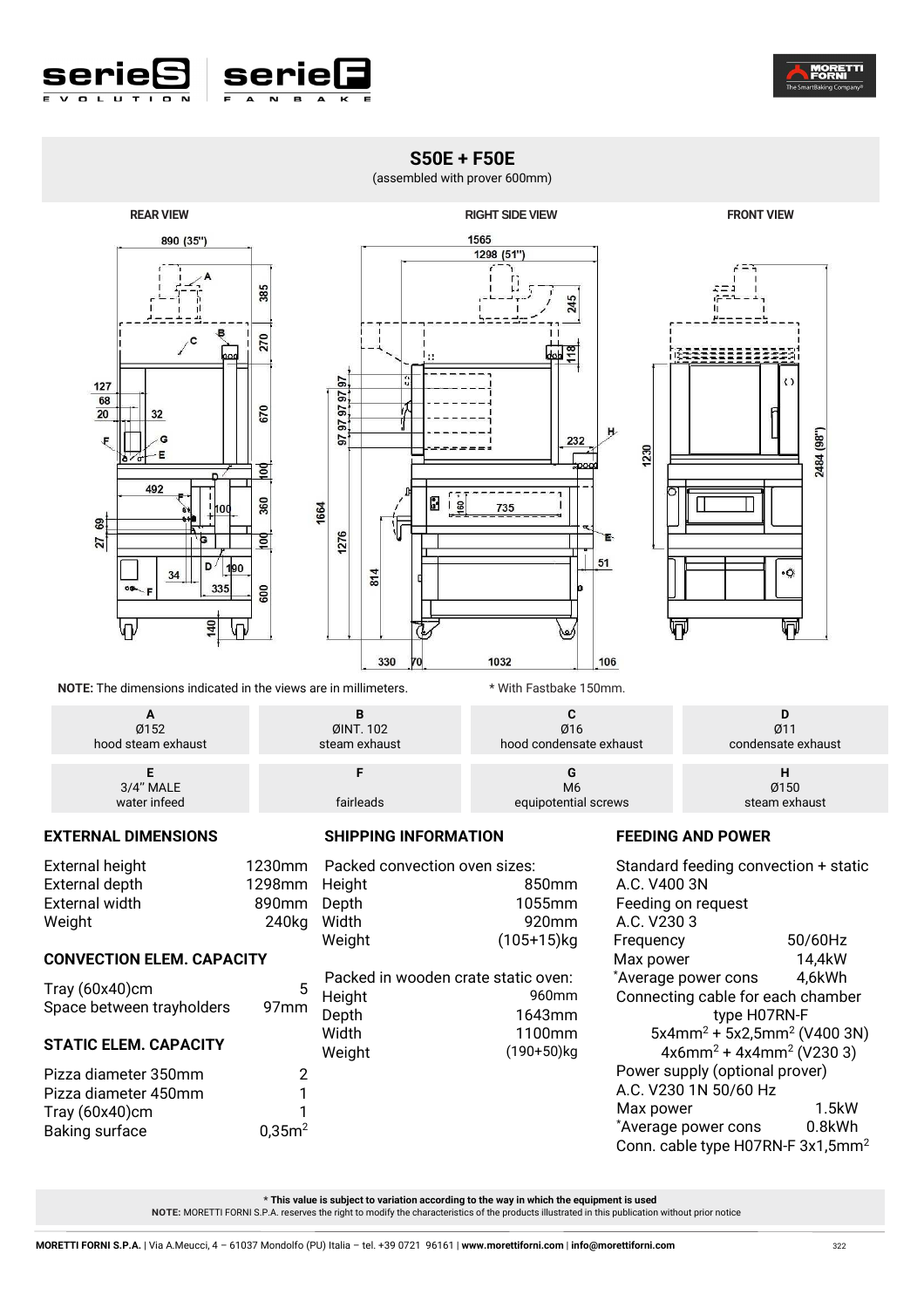# S50E + F50E

(assembled with prover 600mm)

REAR VIEW | RIGHT SIDE VIEW | FRONT VIEW

**NOTE:** The dimensions indicated in the views are in millimeters.

* With Fastbake 150mm.

| A | B | C | D |
|---|---|---|---|
| Ø152 hood steam exhaust | ØINT. 102 steam exhaust | Ø16 hood condensate exhaust | Ø11 condensate exhaust |
| **E** | **F** | **G** | **H** |
| 3/4" MALE water infeed | fairleads | M6 equipotential screws | Ø150 steam exhaust |

## EXTERNAL DIMENSIONS

| | |
|---|---|
| External height | 1230mm |
| External depth | 1298mm |
| External width | 890mm |
| Weight | 240kg |

## CONVECTION ELEM. CAPACITY

| | |
|---|---|
| Tray (60x40)cm | 5 |
| Space between trayholders | 97mm |

## STATIC ELEM. CAPACITY

| | |
|---|---|
| Pizza diameter 350mm | 2 |
| Pizza diameter 450mm | 1 |
| Tray (60x40)cm | 1 |
| Baking surface | 0,35m$^2$ |

## SHIPPING INFORMATION

Packed convection oven sizes:

| | |
|---|---|
| Height | 850mm |
| Depth | 1055mm |
| Width | 920mm |
| Weight | (105+15)kg |

Packed in wooden crate static oven:

| | |
|---|---|
| Height | 960mm |
| Depth | 1643mm |
| Width | 1100mm |
| Weight | (190+50)kg |

## FEEDING AND POWER

Standard feeding convection + static
A.C. V400 3N
Feeding on request
A.C. V230 3

| | |
|---|---|
| Frequency | 50/60Hz |
| Max power | 14,4kW |
| *Average power cons | 4,6kWh |

Connecting cable for each chamber type H07RN-F
5x4mm$^2$ + 5x2,5mm$^2$ (V400 3N)
4x6mm$^2$ + 4x4mm$^2$ (V230 3)

Power supply (optional prover)
A.C. V230 1N 50/60 Hz

| | |
|---|---|
| Max power | 1.5kW |
| *Average power cons | 0.8kWh |

Conn. cable type H07RN-F 3x1,5mm$^2$

**\* This value is subject to variation according to the way in which the equipment is used**
**NOTE:** MORETTI FORNI S.P.A. reserves the right to modify the characteristics of the products illustrated in this publication without prior notice

**MORETTI FORNI S.P.A.** | Via A.Meucci, 4 – 61037 Mondolfo (PU) Italia – tel. +39 0721 96161 | **www.morettiforni.com** | **info@morettiforni.com**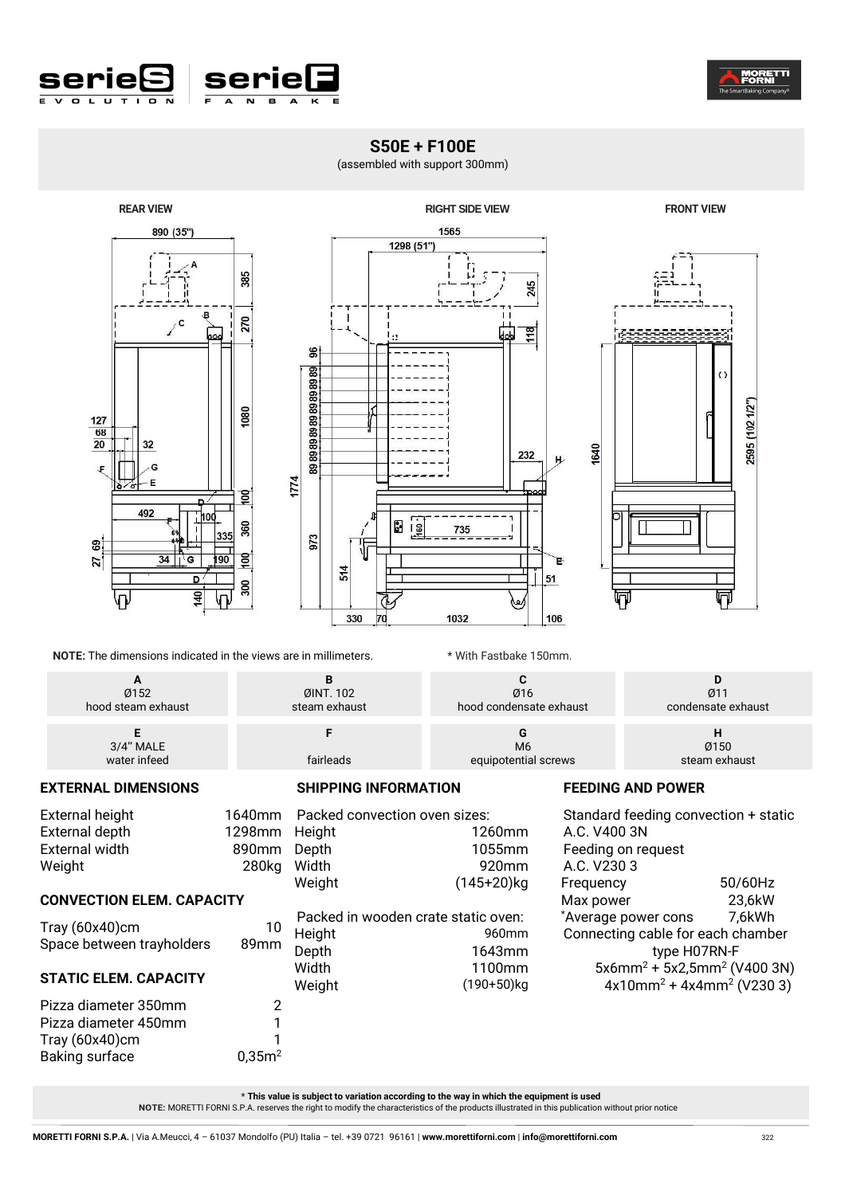# S50E + F100E

(assembled with support 300mm)

REAR VIEW | RIGHT SIDE VIEW | FRONT VIEW

**NOTE:** The dimensions indicated in the views are in millimeters.

* With Fastbake 150mm.

| A | B | C | D |
|---|---|---|---|
| Ø152 hood steam exhaust | ØINT. 102 steam exhaust | Ø16 hood condensate exhaust | Ø11 condensate exhaust |
| **E** | **F** | **G** | **H** |
| 3/4" MALE water infeed | fairleads | M6 equipotential screws | Ø150 steam exhaust |

## EXTERNAL DIMENSIONS

| | |
|---|---|
| External height | 1640mm |
| External depth | 1298mm |
| External width | 890mm |
| Weight | 280kg |

## CONVECTION ELEM. CAPACITY

| | |
|---|---|
| Tray (60x40)cm | 10 |
| Space between trayholders | 89mm |

## STATIC ELEM. CAPACITY

| | |
|---|---|
| Pizza diameter 350mm | 2 |
| Pizza diameter 450mm | 1 |
| Tray (60x40)cm | 1 |
| Baking surface | 0,35m$^2$ |

## SHIPPING INFORMATION

Packed convection oven sizes:

| | |
|---|---|
| Height | 1260mm |
| Depth | 1055mm |
| Width | 920mm |
| Weight | (145+20)kg |

Packed in wooden crate static oven:

| | |
|---|---|
| Height | 960mm |
| Depth | 1643mm |
| Width | 1100mm |
| Weight | (190+50)kg |

## FEEDING AND POWER

Standard feeding convection + static
A.C. V400 3N
Feeding on request
A.C. V230 3

| | |
|---|---|
| Frequency | 50/60Hz |
| Max power | 23,6kW |
| *Average power cons | 7,6kWh |

Connecting cable for each chamber
type H07RN-F
5x6mm$^2$ + 5x2,5mm$^2$ (V400 3N)
4x10mm$^2$ + 4x4mm$^2$ (V230 3)

**\* This value is subject to variation according to the way in which the equipment is used**
**NOTE:** MORETTI FORNI S.P.A. reserves the right to modify the characteristics of the products illustrated in this publication without prior notice

**MORETTI FORNI S.P.A.** | Via A.Meucci, 4 – 61037 Mondolfo (PU) Italia – tel. +39 0721 96161 | **www.morettiforni.com** | **info@morettiforni.com**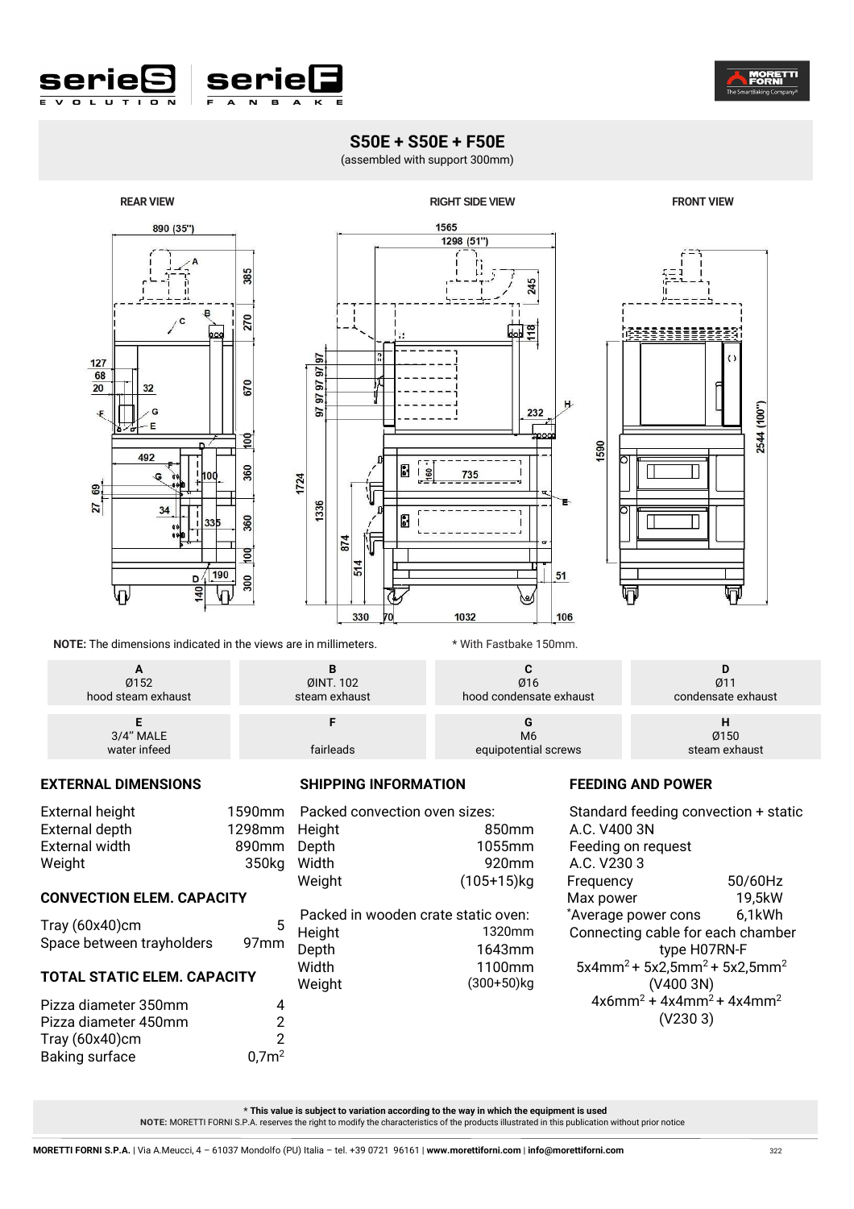# S50E + S50E + F50E

(assembled with support 300mm)

REAR VIEW

RIGHT SIDE VIEW

FRONT VIEW

**NOTE:** The dimensions indicated in the views are in millimeters.

\* With Fastbake 150mm.

| A | B | C | D |
|---|---|---|---|
| Ø152<br>hood steam exhaust | ØINT. 102<br>steam exhaust | Ø16<br>hood condensate exhaust | Ø11<br>condensate exhaust |
| **E** | **F** | **G** | **H** |
| 3/4" MALE<br>water infeed | fairleads | M6<br>equipotential screws | Ø150<br>steam exhaust |

## EXTERNAL DIMENSIONS

| | |
|---|---|
| External height | 1590mm |
| External depth | 1298mm |
| External width | 890mm |
| Weight | 350kg |

## CONVECTION ELEM. CAPACITY

| | |
|---|---|
| Tray (60x40)cm | 5 |
| Space between trayholders | 97mm |

## TOTAL STATIC ELEM. CAPACITY

| | |
|---|---|
| Pizza diameter 350mm | 4 |
| Pizza diameter 450mm | 2 |
| Tray (60x40)cm | 2 |
| Baking surface | 0,7m² |

## SHIPPING INFORMATION

Packed convection oven sizes:

| | |
|---|---|
| Height | 850mm |
| Depth | 1055mm |
| Width | 920mm |
| Weight | (105+15)kg |

Packed in wooden crate static oven:

| | |
|---|---|
| Height | 1320mm |
| Depth | 1643mm |
| Width | 1100mm |
| Weight | (300+50)kg |

## FEEDING AND POWER

Standard feeding convection + static
A.C. V400 3N
Feeding on request
A.C. V230 3

| | |
|---|---|
| Frequency | 50/60Hz |
| Max power | 19,5kW |
| *Average power cons | 6,1kWh |

Connecting cable for each chamber
type H07RN-F
$5x4mm^2 + 5x2,5mm^2 + 5x2,5mm^2$
(V400 3N)
$4x6mm^2 + 4x4mm^2 + 4x4mm^2$
(V230 3)

**\* This value is subject to variation according to the way in which the equipment is used**

**NOTE:** MORETTI FORNI S.P.A. reserves the right to modify the characteristics of the products illustrated in this publication without prior notice

**MORETTI FORNI S.P.A.** | Via A.Meucci, 4 – 61037 Mondolfo (PU) Italia – tel. +39 0721 96161 | **www.morettiforni.com** | **info@morettiforni.com**